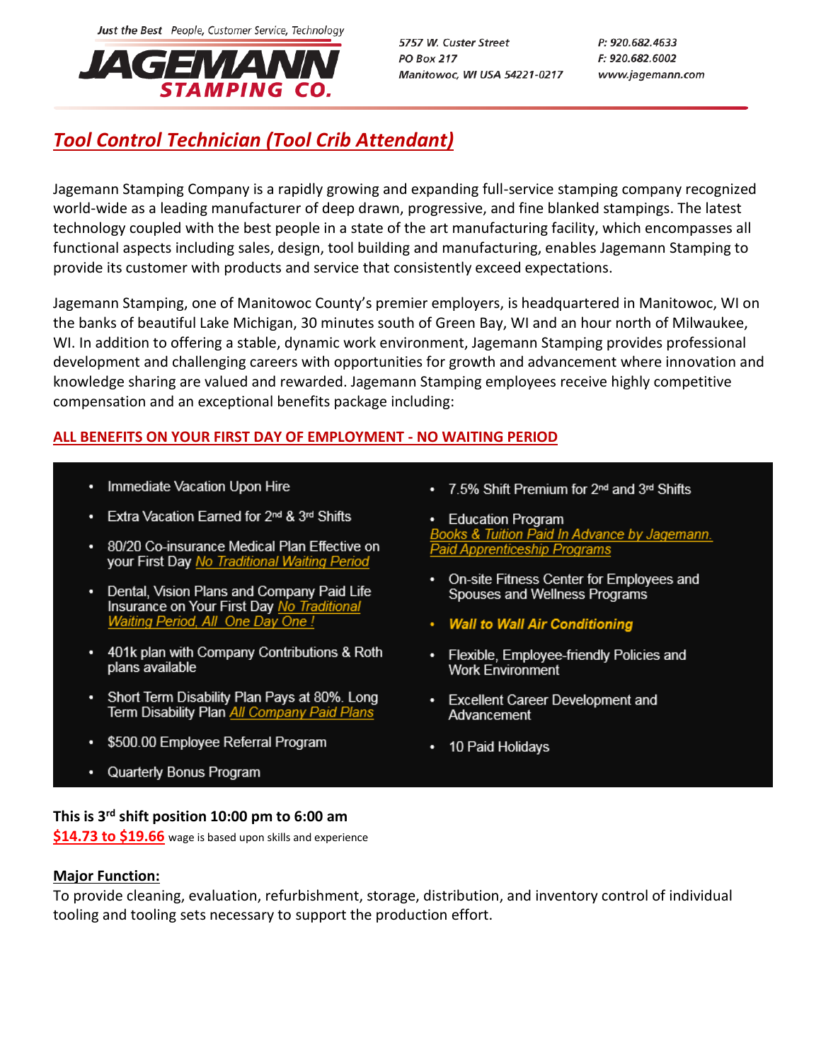Just the Best People, Customer Service, Technology

**JAGEMANN STAMPING CO.**

5757 W. Custer Street
PO Box 217
Manitowoc, WI USA 54221-0217

P: 920.682.4633
F: 920.682.6002
www.jagemann.com

# *Tool Control Technician (Tool Crib Attendant)*

Jagemann Stamping Company is a rapidly growing and expanding full-service stamping company recognized world-wide as a leading manufacturer of deep drawn, progressive, and fine blanked stampings. The latest technology coupled with the best people in a state of the art manufacturing facility, which encompasses all functional aspects including sales, design, tool building and manufacturing, enables Jagemann Stamping to provide its customer with products and service that consistently exceed expectations.

Jagemann Stamping, one of Manitowoc County's premier employers, is headquartered in Manitowoc, WI on the banks of beautiful Lake Michigan, 30 minutes south of Green Bay, WI and an hour north of Milwaukee, WI. In addition to offering a stable, dynamic work environment, Jagemann Stamping provides professional development and challenging careers with opportunities for growth and advancement where innovation and knowledge sharing are valued and rewarded. Jagemann Stamping employees receive highly competitive compensation and an exceptional benefits package including:

**ALL BENEFITS ON YOUR FIRST DAY OF EMPLOYMENT - NO WAITING PERIOD**

- Immediate Vacation Upon Hire
- Extra Vacation Earned for 2nd & 3rd Shifts
- 80/20 Co-insurance Medical Plan Effective on your First Day *No Traditional Waiting Period*
- Dental, Vision Plans and Company Paid Life Insurance on Your First Day *No Traditional Waiting Period, All One Day One !*
- 401k plan with Company Contributions & Roth plans available
- Short Term Disability Plan Pays at 80%. Long Term Disability Plan *All Company Paid Plans*
- $500.00 Employee Referral Program
- Quarterly Bonus Program
- 7.5% Shift Premium for 2nd and 3rd Shifts
- Education Program
  *Books & Tuition Paid In Advance by Jagemann.*
  *Paid Apprenticeship Programs*
- On-site Fitness Center for Employees and Spouses and Wellness Programs
- ***Wall to Wall Air Conditioning***
- Flexible, Employee-friendly Policies and Work Environment
- Excellent Career Development and Advancement
- 10 Paid Holidays

**This is 3rd shift position 10:00 pm to 6:00 am**

**$14.73 to $19.66** wage is based upon skills and experience

**Major Function:**

To provide cleaning, evaluation, refurbishment, storage, distribution, and inventory control of individual tooling and tooling sets necessary to support the production effort.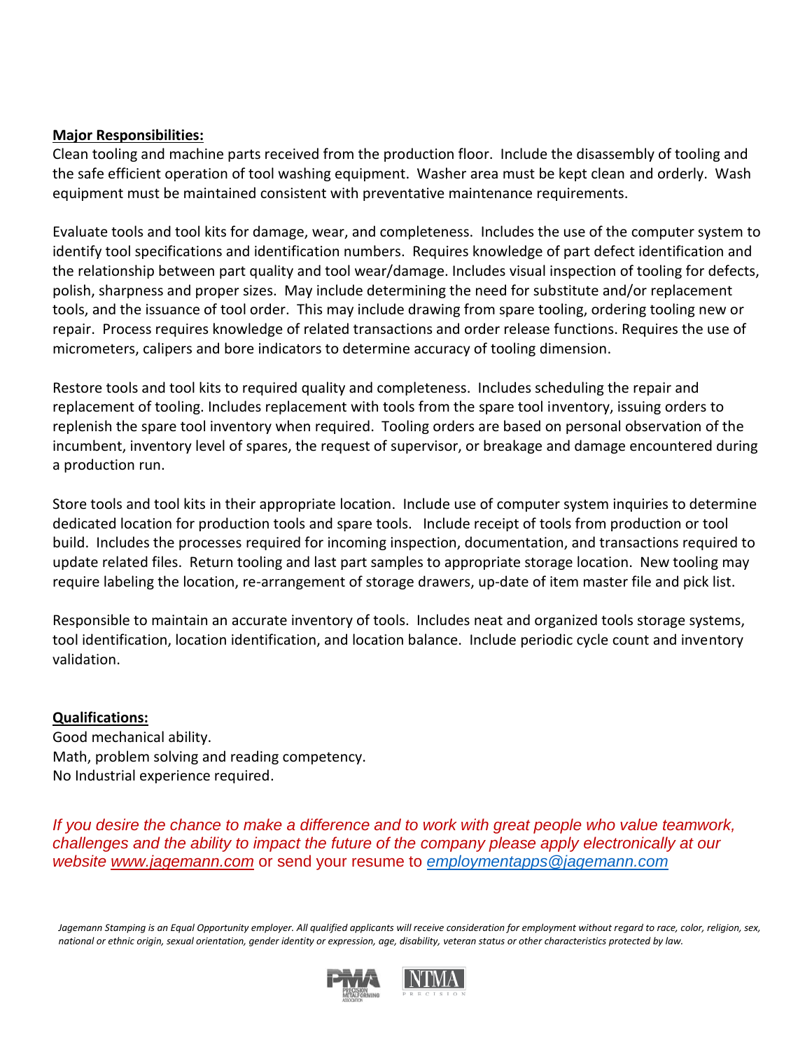**Major Responsibilities:**

Clean tooling and machine parts received from the production floor. Include the disassembly of tooling and the safe efficient operation of tool washing equipment. Washer area must be kept clean and orderly. Wash equipment must be maintained consistent with preventative maintenance requirements.

Evaluate tools and tool kits for damage, wear, and completeness. Includes the use of the computer system to identify tool specifications and identification numbers. Requires knowledge of part defect identification and the relationship between part quality and tool wear/damage. Includes visual inspection of tooling for defects, polish, sharpness and proper sizes. May include determining the need for substitute and/or replacement tools, and the issuance of tool order. This may include drawing from spare tooling, ordering tooling new or repair. Process requires knowledge of related transactions and order release functions. Requires the use of micrometers, calipers and bore indicators to determine accuracy of tooling dimension.

Restore tools and tool kits to required quality and completeness. Includes scheduling the repair and replacement of tooling. Includes replacement with tools from the spare tool inventory, issuing orders to replenish the spare tool inventory when required. Tooling orders are based on personal observation of the incumbent, inventory level of spares, the request of supervisor, or breakage and damage encountered during a production run.

Store tools and tool kits in their appropriate location. Include use of computer system inquiries to determine dedicated location for production tools and spare tools. Include receipt of tools from production or tool build. Includes the processes required for incoming inspection, documentation, and transactions required to update related files. Return tooling and last part samples to appropriate storage location. New tooling may require labeling the location, re-arrangement of storage drawers, up-date of item master file and pick list.

Responsible to maintain an accurate inventory of tools. Includes neat and organized tools storage systems, tool identification, location identification, and location balance. Include periodic cycle count and inventory validation.

**Qualifications:**

Good mechanical ability.
Math, problem solving and reading competency.
No Industrial experience required.

*If you desire the chance to make a difference and to work with great people who value teamwork, challenges and the ability to impact the future of the company please apply electronically at our website www.jagemann.com* or send your resume to *employmentapps@jagemann.com*

*Jagemann Stamping is an Equal Opportunity employer. All qualified applicants will receive consideration for employment without regard to race, color, religion, sex, national or ethnic origin, sexual orientation, gender identity or expression, age, disability, veteran status or other characteristics protected by law.*